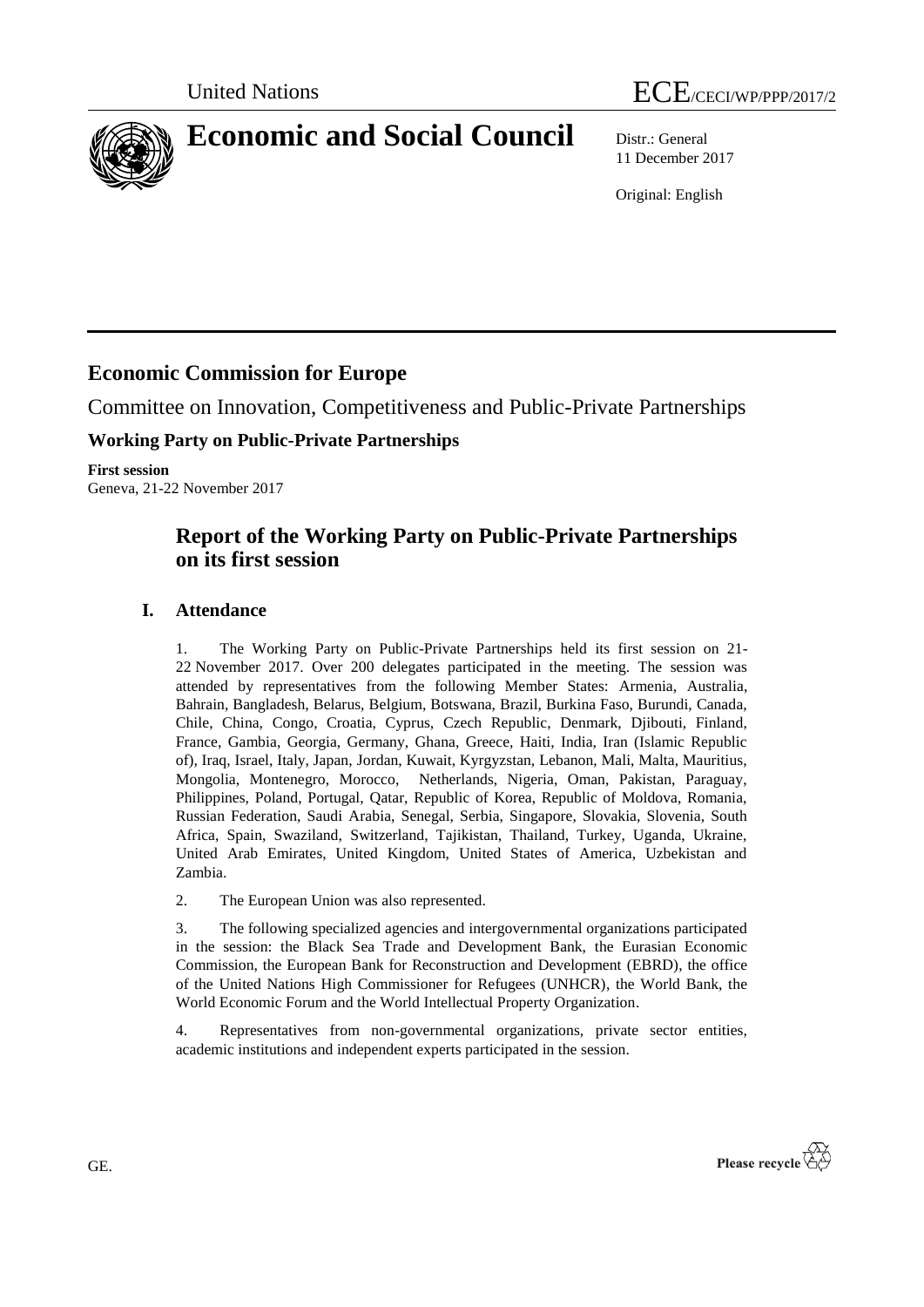United Nations

ECE/CECI/WP/PPP/2017/2

# Economic and Social Council

Distr.: General
11 December 2017

Original: English

## Economic Commission for Europe

Committee on Innovation, Competitiveness and Public-Private Partnerships

### Working Party on Public-Private Partnerships

**First session**
Geneva, 21-22 November 2017

## Report of the Working Party on Public-Private Partnerships on its first session

### I. Attendance

1. The Working Party on Public-Private Partnerships held its first session on 21-22 November 2017. Over 200 delegates participated in the meeting. The session was attended by representatives from the following Member States: Armenia, Australia, Bahrain, Bangladesh, Belarus, Belgium, Botswana, Brazil, Burkina Faso, Burundi, Canada, Chile, China, Congo, Croatia, Cyprus, Czech Republic, Denmark, Djibouti, Finland, France, Gambia, Georgia, Germany, Ghana, Greece, Haiti, India, Iran (Islamic Republic of), Iraq, Israel, Italy, Japan, Jordan, Kuwait, Kyrgyzstan, Lebanon, Mali, Malta, Mauritius, Mongolia, Montenegro, Morocco, Netherlands, Nigeria, Oman, Pakistan, Paraguay, Philippines, Poland, Portugal, Qatar, Republic of Korea, Republic of Moldova, Romania, Russian Federation, Saudi Arabia, Senegal, Serbia, Singapore, Slovakia, Slovenia, South Africa, Spain, Swaziland, Switzerland, Tajikistan, Thailand, Turkey, Uganda, Ukraine, United Arab Emirates, United Kingdom, United States of America, Uzbekistan and Zambia.

2. The European Union was also represented.

3. The following specialized agencies and intergovernmental organizations participated in the session: the Black Sea Trade and Development Bank, the Eurasian Economic Commission, the European Bank for Reconstruction and Development (EBRD), the office of the United Nations High Commissioner for Refugees (UNHCR), the World Bank, the World Economic Forum and the World Intellectual Property Organization.

4. Representatives from non-governmental organizations, private sector entities, academic institutions and independent experts participated in the session.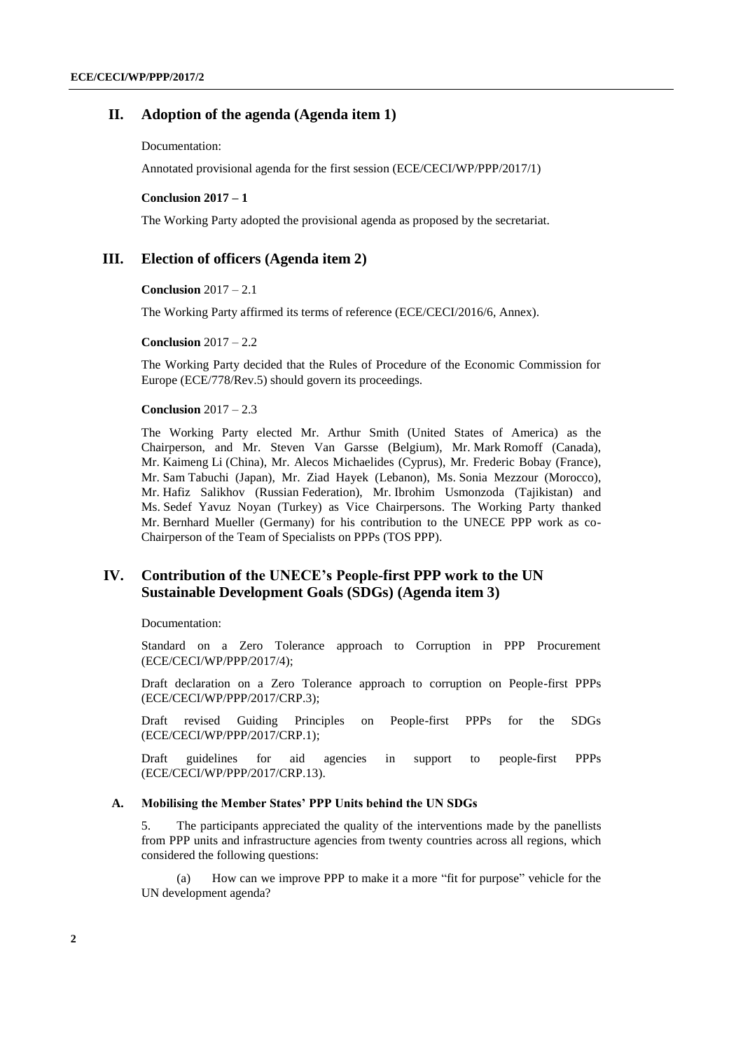## II. Adoption of the agenda (Agenda item 1)

Documentation:

Annotated provisional agenda for the first session (ECE/CECI/WP/PPP/2017/1)

**Conclusion 2017 – 1**

The Working Party adopted the provisional agenda as proposed by the secretariat.

## III. Election of officers (Agenda item 2)

**Conclusion** 2017 – 2.1

The Working Party affirmed its terms of reference (ECE/CECI/2016/6, Annex).

**Conclusion** 2017 – 2.2

The Working Party decided that the Rules of Procedure of the Economic Commission for Europe (ECE/778/Rev.5) should govern its proceedings.

**Conclusion** 2017 – 2.3

The Working Party elected Mr. Arthur Smith (United States of America) as the Chairperson, and Mr. Steven Van Garsse (Belgium), Mr. Mark Romoff (Canada), Mr. Kaimeng Li (China), Mr. Alecos Michaelides (Cyprus), Mr. Frederic Bobay (France), Mr. Sam Tabuchi (Japan), Mr. Ziad Hayek (Lebanon), Ms. Sonia Mezzour (Morocco), Mr. Hafiz Salikhov (Russian Federation), Mr. Ibrohim Usmonzoda (Tajikistan) and Ms. Sedef Yavuz Noyan (Turkey) as Vice Chairpersons. The Working Party thanked Mr. Bernhard Mueller (Germany) for his contribution to the UNECE PPP work as co-Chairperson of the Team of Specialists on PPPs (TOS PPP).

## IV. Contribution of the UNECE's People-first PPP work to the UN Sustainable Development Goals (SDGs) (Agenda item 3)

Documentation:

Standard on a Zero Tolerance approach to Corruption in PPP Procurement (ECE/CECI/WP/PPP/2017/4);

Draft declaration on a Zero Tolerance approach to corruption on People-first PPPs (ECE/CECI/WP/PPP/2017/CRP.3);

Draft revised Guiding Principles on People-first PPPs for the SDGs (ECE/CECI/WP/PPP/2017/CRP.1);

Draft guidelines for aid agencies in support to people-first PPPs (ECE/CECI/WP/PPP/2017/CRP.13).

### A. Mobilising the Member States' PPP Units behind the UN SDGs

5. The participants appreciated the quality of the interventions made by the panellists from PPP units and infrastructure agencies from twenty countries across all regions, which considered the following questions:

(a) How can we improve PPP to make it a more "fit for purpose" vehicle for the UN development agenda?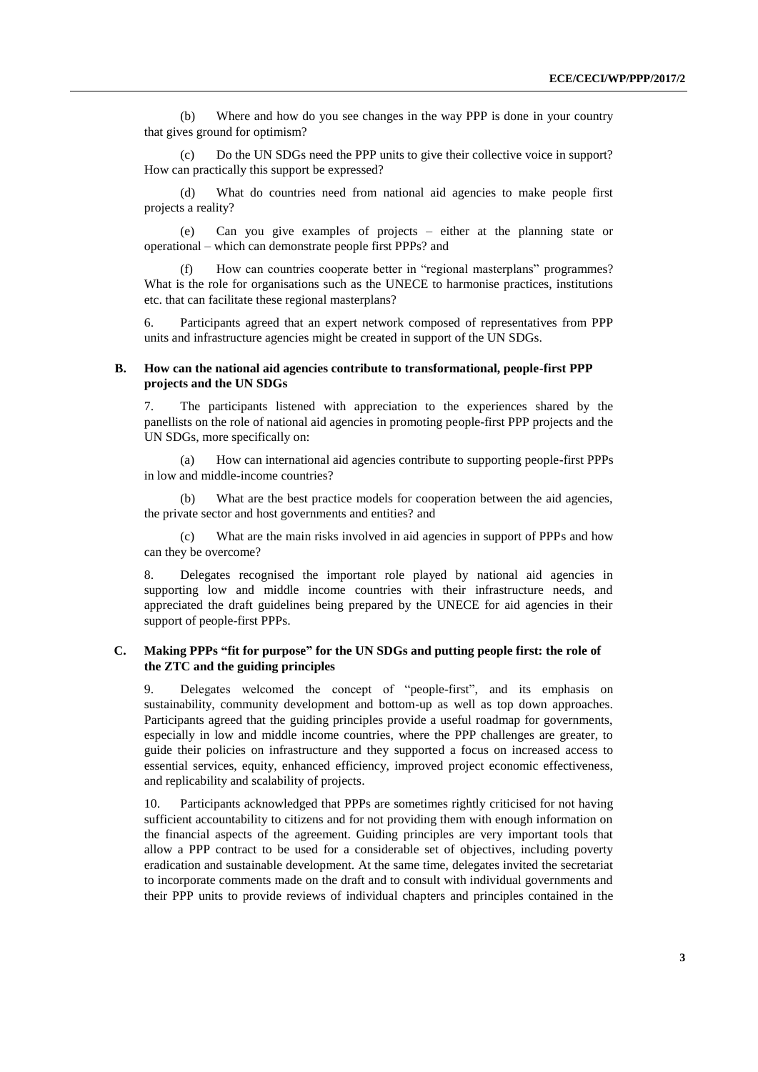(b) Where and how do you see changes in the way PPP is done in your country that gives ground for optimism?

(c) Do the UN SDGs need the PPP units to give their collective voice in support? How can practically this support be expressed?

(d) What do countries need from national aid agencies to make people first projects a reality?

(e) Can you give examples of projects – either at the planning state or operational – which can demonstrate people first PPPs? and

(f) How can countries cooperate better in "regional masterplans" programmes? What is the role for organisations such as the UNECE to harmonise practices, institutions etc. that can facilitate these regional masterplans?

6. Participants agreed that an expert network composed of representatives from PPP units and infrastructure agencies might be created in support of the UN SDGs.

### B. How can the national aid agencies contribute to transformational, people-first PPP projects and the UN SDGs

7. The participants listened with appreciation to the experiences shared by the panellists on the role of national aid agencies in promoting people-first PPP projects and the UN SDGs, more specifically on:

(a) How can international aid agencies contribute to supporting people-first PPPs in low and middle-income countries?

(b) What are the best practice models for cooperation between the aid agencies, the private sector and host governments and entities? and

(c) What are the main risks involved in aid agencies in support of PPPs and how can they be overcome?

8. Delegates recognised the important role played by national aid agencies in supporting low and middle income countries with their infrastructure needs, and appreciated the draft guidelines being prepared by the UNECE for aid agencies in their support of people-first PPPs.

### C. Making PPPs "fit for purpose" for the UN SDGs and putting people first: the role of the ZTC and the guiding principles

9. Delegates welcomed the concept of "people-first", and its emphasis on sustainability, community development and bottom-up as well as top down approaches. Participants agreed that the guiding principles provide a useful roadmap for governments, especially in low and middle income countries, where the PPP challenges are greater, to guide their policies on infrastructure and they supported a focus on increased access to essential services, equity, enhanced efficiency, improved project economic effectiveness, and replicability and scalability of projects.

10. Participants acknowledged that PPPs are sometimes rightly criticised for not having sufficient accountability to citizens and for not providing them with enough information on the financial aspects of the agreement. Guiding principles are very important tools that allow a PPP contract to be used for a considerable set of objectives, including poverty eradication and sustainable development. At the same time, delegates invited the secretariat to incorporate comments made on the draft and to consult with individual governments and their PPP units to provide reviews of individual chapters and principles contained in the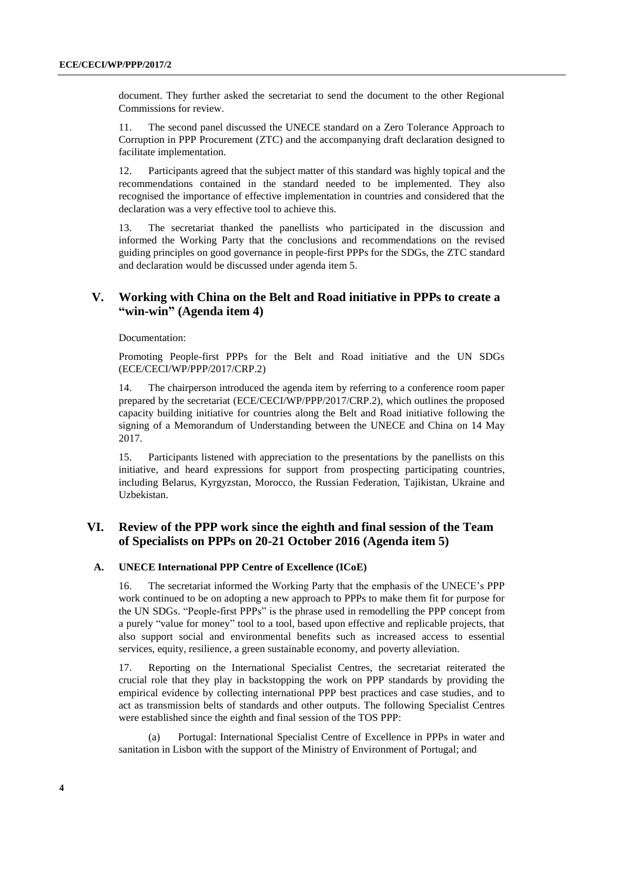document. They further asked the secretariat to send the document to the other Regional Commissions for review.

11. The second panel discussed the UNECE standard on a Zero Tolerance Approach to Corruption in PPP Procurement (ZTC) and the accompanying draft declaration designed to facilitate implementation.

12. Participants agreed that the subject matter of this standard was highly topical and the recommendations contained in the standard needed to be implemented. They also recognised the importance of effective implementation in countries and considered that the declaration was a very effective tool to achieve this.

13. The secretariat thanked the panellists who participated in the discussion and informed the Working Party that the conclusions and recommendations on the revised guiding principles on good governance in people-first PPPs for the SDGs, the ZTC standard and declaration would be discussed under agenda item 5.

## V. Working with China on the Belt and Road initiative in PPPs to create a "win-win" (Agenda item 4)

Documentation:

Promoting People-first PPPs for the Belt and Road initiative and the UN SDGs (ECE/CECI/WP/PPP/2017/CRP.2)

14. The chairperson introduced the agenda item by referring to a conference room paper prepared by the secretariat (ECE/CECI/WP/PPP/2017/CRP.2), which outlines the proposed capacity building initiative for countries along the Belt and Road initiative following the signing of a Memorandum of Understanding between the UNECE and China on 14 May 2017.

15. Participants listened with appreciation to the presentations by the panellists on this initiative, and heard expressions for support from prospecting participating countries, including Belarus, Kyrgyzstan, Morocco, the Russian Federation, Tajikistan, Ukraine and Uzbekistan.

## VI. Review of the PPP work since the eighth and final session of the Team of Specialists on PPPs on 20-21 October 2016 (Agenda item 5)

### A. UNECE International PPP Centre of Excellence (ICoE)

16. The secretariat informed the Working Party that the emphasis of the UNECE's PPP work continued to be on adopting a new approach to PPPs to make them fit for purpose for the UN SDGs. "People-first PPPs" is the phrase used in remodelling the PPP concept from a purely "value for money" tool to a tool, based upon effective and replicable projects, that also support social and environmental benefits such as increased access to essential services, equity, resilience, a green sustainable economy, and poverty alleviation.

17. Reporting on the International Specialist Centres, the secretariat reiterated the crucial role that they play in backstopping the work on PPP standards by providing the empirical evidence by collecting international PPP best practices and case studies, and to act as transmission belts of standards and other outputs. The following Specialist Centres were established since the eighth and final session of the TOS PPP:

(a) Portugal: International Specialist Centre of Excellence in PPPs in water and sanitation in Lisbon with the support of the Ministry of Environment of Portugal; and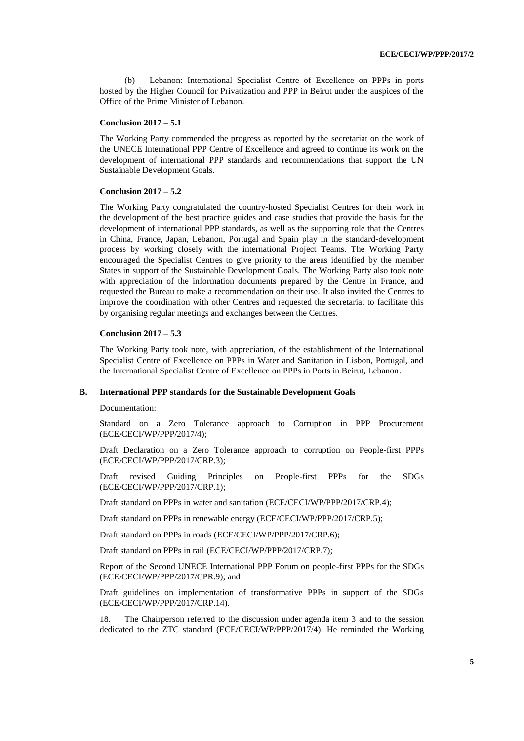(b) Lebanon: International Specialist Centre of Excellence on PPPs in ports hosted by the Higher Council for Privatization and PPP in Beirut under the auspices of the Office of the Prime Minister of Lebanon.

**Conclusion 2017 – 5.1**

The Working Party commended the progress as reported by the secretariat on the work of the UNECE International PPP Centre of Excellence and agreed to continue its work on the development of international PPP standards and recommendations that support the UN Sustainable Development Goals.

**Conclusion 2017 – 5.2**

The Working Party congratulated the country-hosted Specialist Centres for their work in the development of the best practice guides and case studies that provide the basis for the development of international PPP standards, as well as the supporting role that the Centres in China, France, Japan, Lebanon, Portugal and Spain play in the standard-development process by working closely with the international Project Teams. The Working Party encouraged the Specialist Centres to give priority to the areas identified by the member States in support of the Sustainable Development Goals. The Working Party also took note with appreciation of the information documents prepared by the Centre in France, and requested the Bureau to make a recommendation on their use. It also invited the Centres to improve the coordination with other Centres and requested the secretariat to facilitate this by organising regular meetings and exchanges between the Centres.

**Conclusion 2017 – 5.3**

The Working Party took note, with appreciation, of the establishment of the International Specialist Centre of Excellence on PPPs in Water and Sanitation in Lisbon, Portugal, and the International Specialist Centre of Excellence on PPPs in Ports in Beirut, Lebanon.

## B. International PPP standards for the Sustainable Development Goals

Documentation:

Standard on a Zero Tolerance approach to Corruption in PPP Procurement (ECE/CECI/WP/PPP/2017/4);

Draft Declaration on a Zero Tolerance approach to corruption on People-first PPPs (ECE/CECI/WP/PPP/2017/CRP.3);

Draft revised Guiding Principles on People-first PPPs for the SDGs (ECE/CECI/WP/PPP/2017/CRP.1);

Draft standard on PPPs in water and sanitation (ECE/CECI/WP/PPP/2017/CRP.4);

Draft standard on PPPs in renewable energy (ECE/CECI/WP/PPP/2017/CRP.5);

Draft standard on PPPs in roads (ECE/CECI/WP/PPP/2017/CRP.6);

Draft standard on PPPs in rail (ECE/CECI/WP/PPP/2017/CRP.7);

Report of the Second UNECE International PPP Forum on people-first PPPs for the SDGs (ECE/CECI/WP/PPP/2017/CPR.9); and

Draft guidelines on implementation of transformative PPPs in support of the SDGs (ECE/CECI/WP/PPP/2017/CRP.14).

18. The Chairperson referred to the discussion under agenda item 3 and to the session dedicated to the ZTC standard (ECE/CECI/WP/PPP/2017/4). He reminded the Working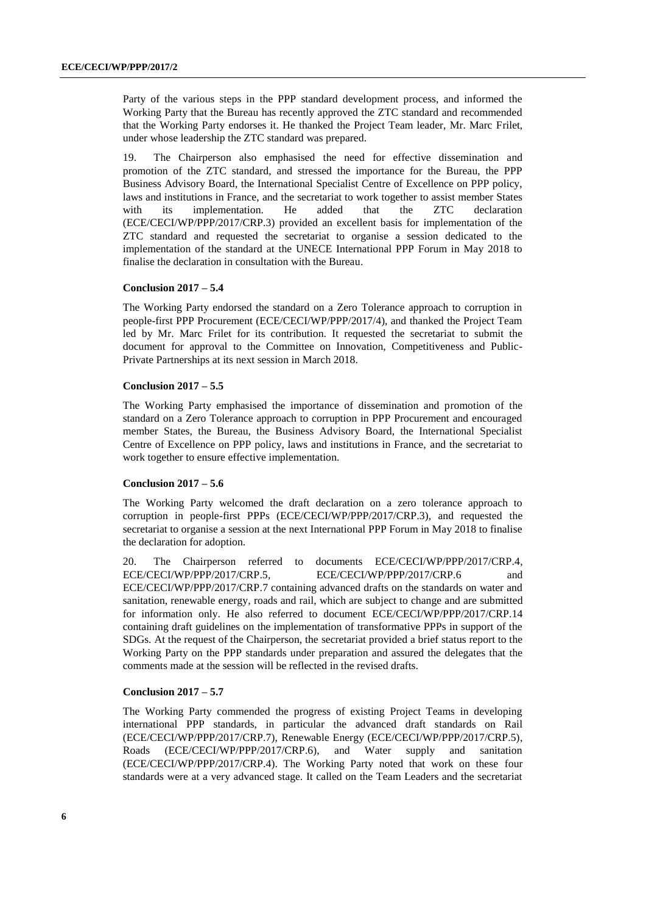Party of the various steps in the PPP standard development process, and informed the Working Party that the Bureau has recently approved the ZTC standard and recommended that the Working Party endorses it. He thanked the Project Team leader, Mr. Marc Frilet, under whose leadership the ZTC standard was prepared.

19. The Chairperson also emphasised the need for effective dissemination and promotion of the ZTC standard, and stressed the importance for the Bureau, the PPP Business Advisory Board, the International Specialist Centre of Excellence on PPP policy, laws and institutions in France, and the secretariat to work together to assist member States with its implementation. He added that the ZTC declaration (ECE/CECI/WP/PPP/2017/CRP.3) provided an excellent basis for implementation of the ZTC standard and requested the secretariat to organise a session dedicated to the implementation of the standard at the UNECE International PPP Forum in May 2018 to finalise the declaration in consultation with the Bureau.

**Conclusion 2017 – 5.4**

The Working Party endorsed the standard on a Zero Tolerance approach to corruption in people-first PPP Procurement (ECE/CECI/WP/PPP/2017/4), and thanked the Project Team led by Mr. Marc Frilet for its contribution. It requested the secretariat to submit the document for approval to the Committee on Innovation, Competitiveness and Public-Private Partnerships at its next session in March 2018.

**Conclusion 2017 – 5.5**

The Working Party emphasised the importance of dissemination and promotion of the standard on a Zero Tolerance approach to corruption in PPP Procurement and encouraged member States, the Bureau, the Business Advisory Board, the International Specialist Centre of Excellence on PPP policy, laws and institutions in France, and the secretariat to work together to ensure effective implementation.

**Conclusion 2017 – 5.6**

The Working Party welcomed the draft declaration on a zero tolerance approach to corruption in people-first PPPs (ECE/CECI/WP/PPP/2017/CRP.3), and requested the secretariat to organise a session at the next International PPP Forum in May 2018 to finalise the declaration for adoption.

20. The Chairperson referred to documents ECE/CECI/WP/PPP/2017/CRP.4, ECE/CECI/WP/PPP/2017/CRP.5, ECE/CECI/WP/PPP/2017/CRP.6 and ECE/CECI/WP/PPP/2017/CRP.7 containing advanced drafts on the standards on water and sanitation, renewable energy, roads and rail, which are subject to change and are submitted for information only. He also referred to document ECE/CECI/WP/PPP/2017/CRP.14 containing draft guidelines on the implementation of transformative PPPs in support of the SDGs. At the request of the Chairperson, the secretariat provided a brief status report to the Working Party on the PPP standards under preparation and assured the delegates that the comments made at the session will be reflected in the revised drafts.

**Conclusion 2017 – 5.7**

The Working Party commended the progress of existing Project Teams in developing international PPP standards, in particular the advanced draft standards on Rail (ECE/CECI/WP/PPP/2017/CRP.7), Renewable Energy (ECE/CECI/WP/PPP/2017/CRP.5), Roads (ECE/CECI/WP/PPP/2017/CRP.6), and Water supply and sanitation (ECE/CECI/WP/PPP/2017/CRP.4). The Working Party noted that work on these four standards were at a very advanced stage. It called on the Team Leaders and the secretariat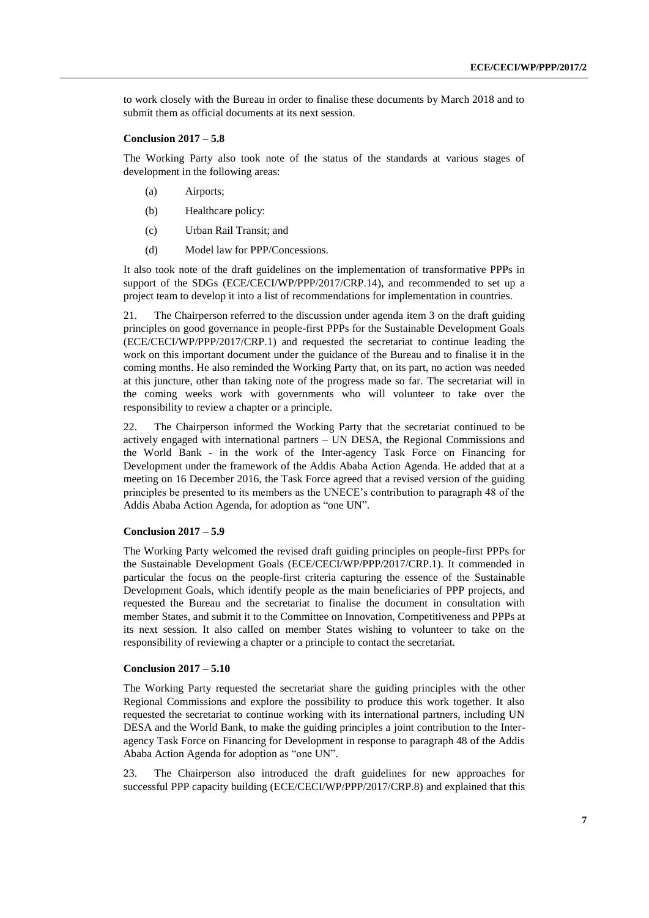to work closely with the Bureau in order to finalise these documents by March 2018 and to submit them as official documents at its next session.

#### Conclusion 2017 – 5.8

The Working Party also took note of the status of the standards at various stages of development in the following areas:

(a) Airports;

(b) Healthcare policy:

(c) Urban Rail Transit; and

(d) Model law for PPP/Concessions.

It also took note of the draft guidelines on the implementation of transformative PPPs in support of the SDGs (ECE/CECI/WP/PPP/2017/CRP.14), and recommended to set up a project team to develop it into a list of recommendations for implementation in countries.

21. The Chairperson referred to the discussion under agenda item 3 on the draft guiding principles on good governance in people-first PPPs for the Sustainable Development Goals (ECE/CECI/WP/PPP/2017/CRP.1) and requested the secretariat to continue leading the work on this important document under the guidance of the Bureau and to finalise it in the coming months. He also reminded the Working Party that, on its part, no action was needed at this juncture, other than taking note of the progress made so far. The secretariat will in the coming weeks work with governments who will volunteer to take over the responsibility to review a chapter or a principle.

22. The Chairperson informed the Working Party that the secretariat continued to be actively engaged with international partners – UN DESA, the Regional Commissions and the World Bank - in the work of the Inter-agency Task Force on Financing for Development under the framework of the Addis Ababa Action Agenda. He added that at a meeting on 16 December 2016, the Task Force agreed that a revised version of the guiding principles be presented to its members as the UNECE's contribution to paragraph 48 of the Addis Ababa Action Agenda, for adoption as "one UN".

#### Conclusion 2017 – 5.9

The Working Party welcomed the revised draft guiding principles on people-first PPPs for the Sustainable Development Goals (ECE/CECI/WP/PPP/2017/CRP.1). It commended in particular the focus on the people-first criteria capturing the essence of the Sustainable Development Goals, which identify people as the main beneficiaries of PPP projects, and requested the Bureau and the secretariat to finalise the document in consultation with member States, and submit it to the Committee on Innovation, Competitiveness and PPPs at its next session. It also called on member States wishing to volunteer to take on the responsibility of reviewing a chapter or a principle to contact the secretariat.

#### Conclusion 2017 – 5.10

The Working Party requested the secretariat share the guiding principles with the other Regional Commissions and explore the possibility to produce this work together. It also requested the secretariat to continue working with its international partners, including UN DESA and the World Bank, to make the guiding principles a joint contribution to the Inter-agency Task Force on Financing for Development in response to paragraph 48 of the Addis Ababa Action Agenda for adoption as "one UN".

23. The Chairperson also introduced the draft guidelines for new approaches for successful PPP capacity building (ECE/CECI/WP/PPP/2017/CRP.8) and explained that this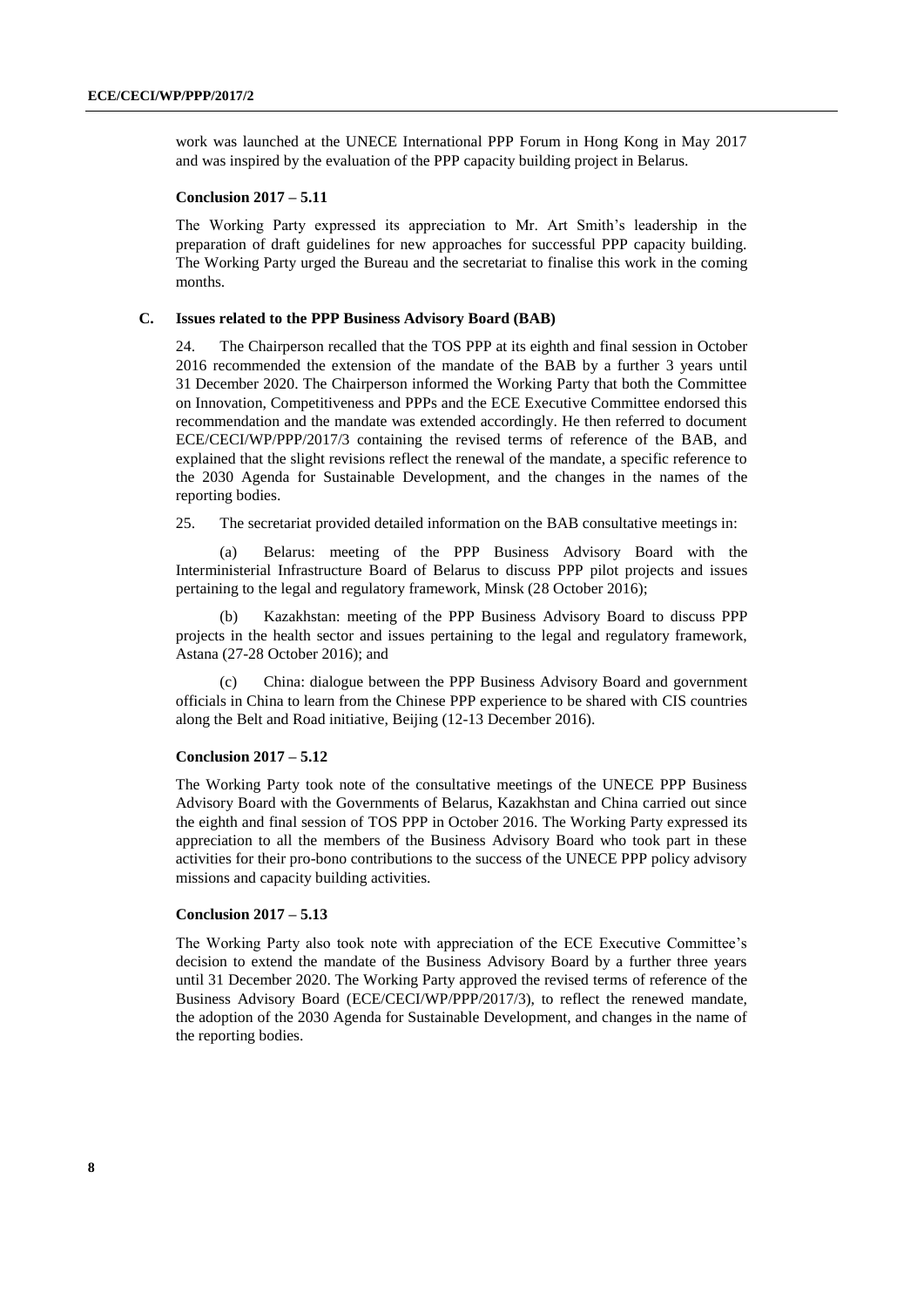work was launched at the UNECE International PPP Forum in Hong Kong in May 2017 and was inspired by the evaluation of the PPP capacity building project in Belarus.

**Conclusion 2017 – 5.11**

The Working Party expressed its appreciation to Mr. Art Smith's leadership in the preparation of draft guidelines for new approaches for successful PPP capacity building. The Working Party urged the Bureau and the secretariat to finalise this work in the coming months.

## C. Issues related to the PPP Business Advisory Board (BAB)

24. The Chairperson recalled that the TOS PPP at its eighth and final session in October 2016 recommended the extension of the mandate of the BAB by a further 3 years until 31 December 2020. The Chairperson informed the Working Party that both the Committee on Innovation, Competitiveness and PPPs and the ECE Executive Committee endorsed this recommendation and the mandate was extended accordingly. He then referred to document ECE/CECI/WP/PPP/2017/3 containing the revised terms of reference of the BAB, and explained that the slight revisions reflect the renewal of the mandate, a specific reference to the 2030 Agenda for Sustainable Development, and the changes in the names of the reporting bodies.

25. The secretariat provided detailed information on the BAB consultative meetings in:

(a) Belarus: meeting of the PPP Business Advisory Board with the Interministerial Infrastructure Board of Belarus to discuss PPP pilot projects and issues pertaining to the legal and regulatory framework, Minsk (28 October 2016);

(b) Kazakhstan: meeting of the PPP Business Advisory Board to discuss PPP projects in the health sector and issues pertaining to the legal and regulatory framework, Astana (27-28 October 2016); and

(c) China: dialogue between the PPP Business Advisory Board and government officials in China to learn from the Chinese PPP experience to be shared with CIS countries along the Belt and Road initiative, Beijing (12-13 December 2016).

**Conclusion 2017 – 5.12**

The Working Party took note of the consultative meetings of the UNECE PPP Business Advisory Board with the Governments of Belarus, Kazakhstan and China carried out since the eighth and final session of TOS PPP in October 2016. The Working Party expressed its appreciation to all the members of the Business Advisory Board who took part in these activities for their pro-bono contributions to the success of the UNECE PPP policy advisory missions and capacity building activities.

**Conclusion 2017 – 5.13**

The Working Party also took note with appreciation of the ECE Executive Committee's decision to extend the mandate of the Business Advisory Board by a further three years until 31 December 2020. The Working Party approved the revised terms of reference of the Business Advisory Board (ECE/CECI/WP/PPP/2017/3), to reflect the renewed mandate, the adoption of the 2030 Agenda for Sustainable Development, and changes in the name of the reporting bodies.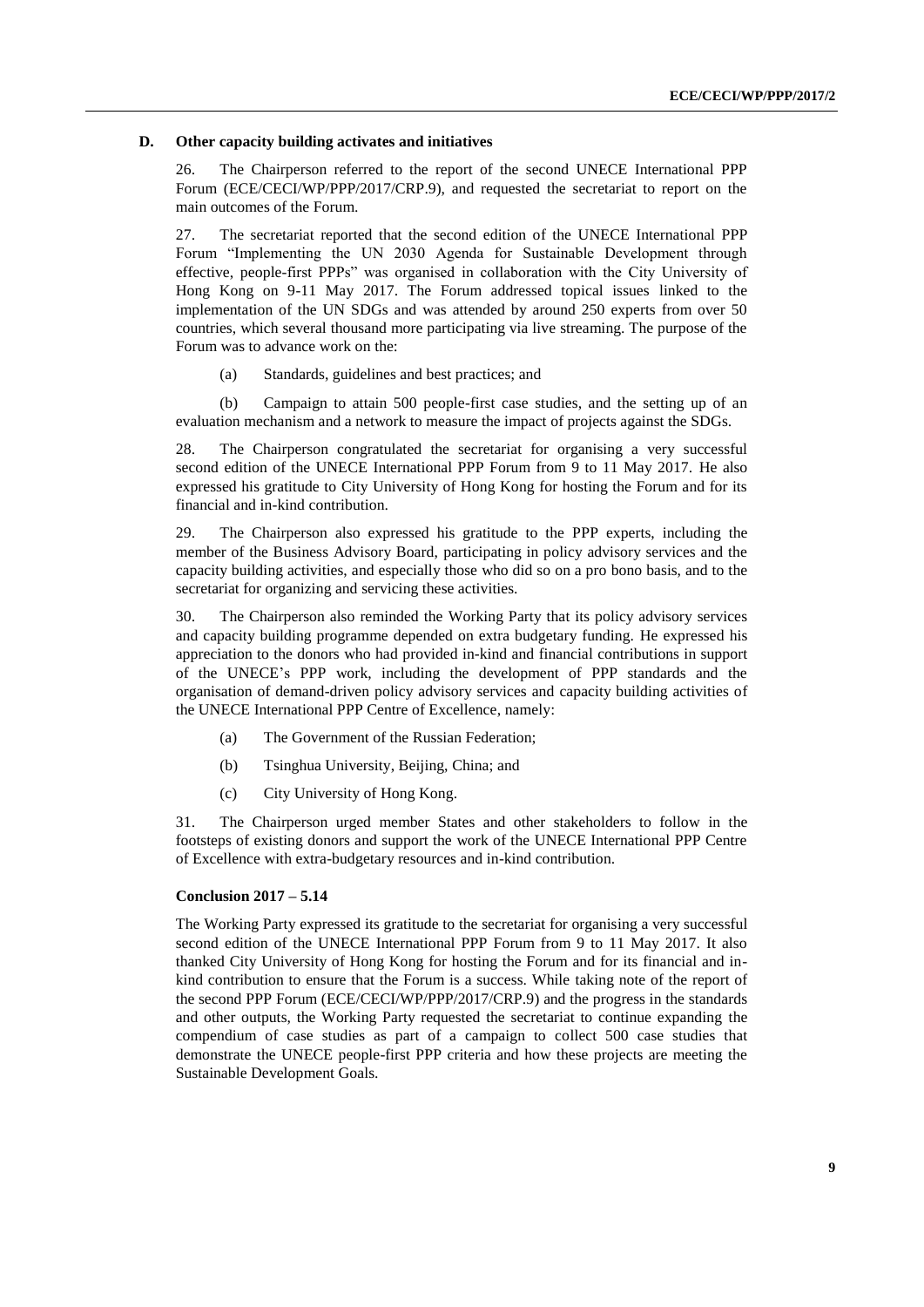### D. Other capacity building activates and initiatives

26. The Chairperson referred to the report of the second UNECE International PPP Forum (ECE/CECI/WP/PPP/2017/CRP.9), and requested the secretariat to report on the main outcomes of the Forum.

27. The secretariat reported that the second edition of the UNECE International PPP Forum "Implementing the UN 2030 Agenda for Sustainable Development through effective, people-first PPPs" was organised in collaboration with the City University of Hong Kong on 9-11 May 2017. The Forum addressed topical issues linked to the implementation of the UN SDGs and was attended by around 250 experts from over 50 countries, which several thousand more participating via live streaming. The purpose of the Forum was to advance work on the:

(a) Standards, guidelines and best practices; and

(b) Campaign to attain 500 people-first case studies, and the setting up of an evaluation mechanism and a network to measure the impact of projects against the SDGs.

28. The Chairperson congratulated the secretariat for organising a very successful second edition of the UNECE International PPP Forum from 9 to 11 May 2017. He also expressed his gratitude to City University of Hong Kong for hosting the Forum and for its financial and in-kind contribution.

29. The Chairperson also expressed his gratitude to the PPP experts, including the member of the Business Advisory Board, participating in policy advisory services and the capacity building activities, and especially those who did so on a pro bono basis, and to the secretariat for organizing and servicing these activities.

30. The Chairperson also reminded the Working Party that its policy advisory services and capacity building programme depended on extra budgetary funding. He expressed his appreciation to the donors who had provided in-kind and financial contributions in support of the UNECE's PPP work, including the development of PPP standards and the organisation of demand-driven policy advisory services and capacity building activities of the UNECE International PPP Centre of Excellence, namely:

(a) The Government of the Russian Federation;

(b) Tsinghua University, Beijing, China; and

(c) City University of Hong Kong.

31. The Chairperson urged member States and other stakeholders to follow in the footsteps of existing donors and support the work of the UNECE International PPP Centre of Excellence with extra-budgetary resources and in-kind contribution.

**Conclusion 2017 – 5.14**

The Working Party expressed its gratitude to the secretariat for organising a very successful second edition of the UNECE International PPP Forum from 9 to 11 May 2017. It also thanked City University of Hong Kong for hosting the Forum and for its financial and in-kind contribution to ensure that the Forum is a success. While taking note of the report of the second PPP Forum (ECE/CECI/WP/PPP/2017/CRP.9) and the progress in the standards and other outputs, the Working Party requested the secretariat to continue expanding the compendium of case studies as part of a campaign to collect 500 case studies that demonstrate the UNECE people-first PPP criteria and how these projects are meeting the Sustainable Development Goals.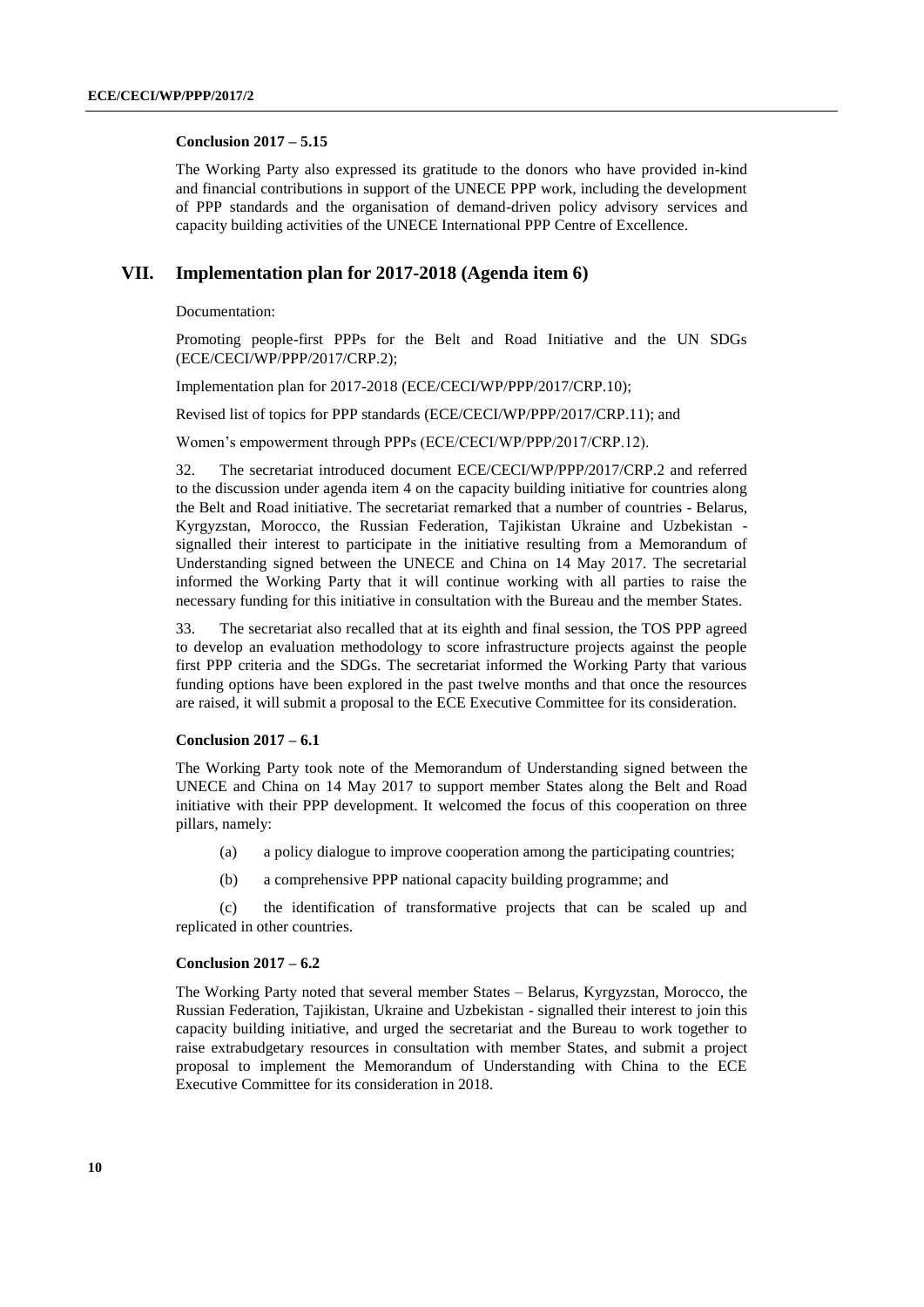**Conclusion 2017 – 5.15**

The Working Party also expressed its gratitude to the donors who have provided in-kind and financial contributions in support of the UNECE PPP work, including the development of PPP standards and the organisation of demand-driven policy advisory services and capacity building activities of the UNECE International PPP Centre of Excellence.

## VII. Implementation plan for 2017-2018 (Agenda item 6)

Documentation:

Promoting people-first PPPs for the Belt and Road Initiative and the UN SDGs (ECE/CECI/WP/PPP/2017/CRP.2);

Implementation plan for 2017-2018 (ECE/CECI/WP/PPP/2017/CRP.10);

Revised list of topics for PPP standards (ECE/CECI/WP/PPP/2017/CRP.11); and

Women's empowerment through PPPs (ECE/CECI/WP/PPP/2017/CRP.12).

32. The secretariat introduced document ECE/CECI/WP/PPP/2017/CRP.2 and referred to the discussion under agenda item 4 on the capacity building initiative for countries along the Belt and Road initiative. The secretariat remarked that a number of countries - Belarus, Kyrgyzstan, Morocco, the Russian Federation, Tajikistan Ukraine and Uzbekistan - signalled their interest to participate in the initiative resulting from a Memorandum of Understanding signed between the UNECE and China on 14 May 2017. The secretarial informed the Working Party that it will continue working with all parties to raise the necessary funding for this initiative in consultation with the Bureau and the member States.

33. The secretariat also recalled that at its eighth and final session, the TOS PPP agreed to develop an evaluation methodology to score infrastructure projects against the people first PPP criteria and the SDGs. The secretariat informed the Working Party that various funding options have been explored in the past twelve months and that once the resources are raised, it will submit a proposal to the ECE Executive Committee for its consideration.

**Conclusion 2017 – 6.1**

The Working Party took note of the Memorandum of Understanding signed between the UNECE and China on 14 May 2017 to support member States along the Belt and Road initiative with their PPP development. It welcomed the focus of this cooperation on three pillars, namely:

(a) a policy dialogue to improve cooperation among the participating countries;

(b) a comprehensive PPP national capacity building programme; and

(c) the identification of transformative projects that can be scaled up and replicated in other countries.

**Conclusion 2017 – 6.2**

The Working Party noted that several member States – Belarus, Kyrgyzstan, Morocco, the Russian Federation, Tajikistan, Ukraine and Uzbekistan - signalled their interest to join this capacity building initiative, and urged the secretariat and the Bureau to work together to raise extrabudgetary resources in consultation with member States, and submit a project proposal to implement the Memorandum of Understanding with China to the ECE Executive Committee for its consideration in 2018.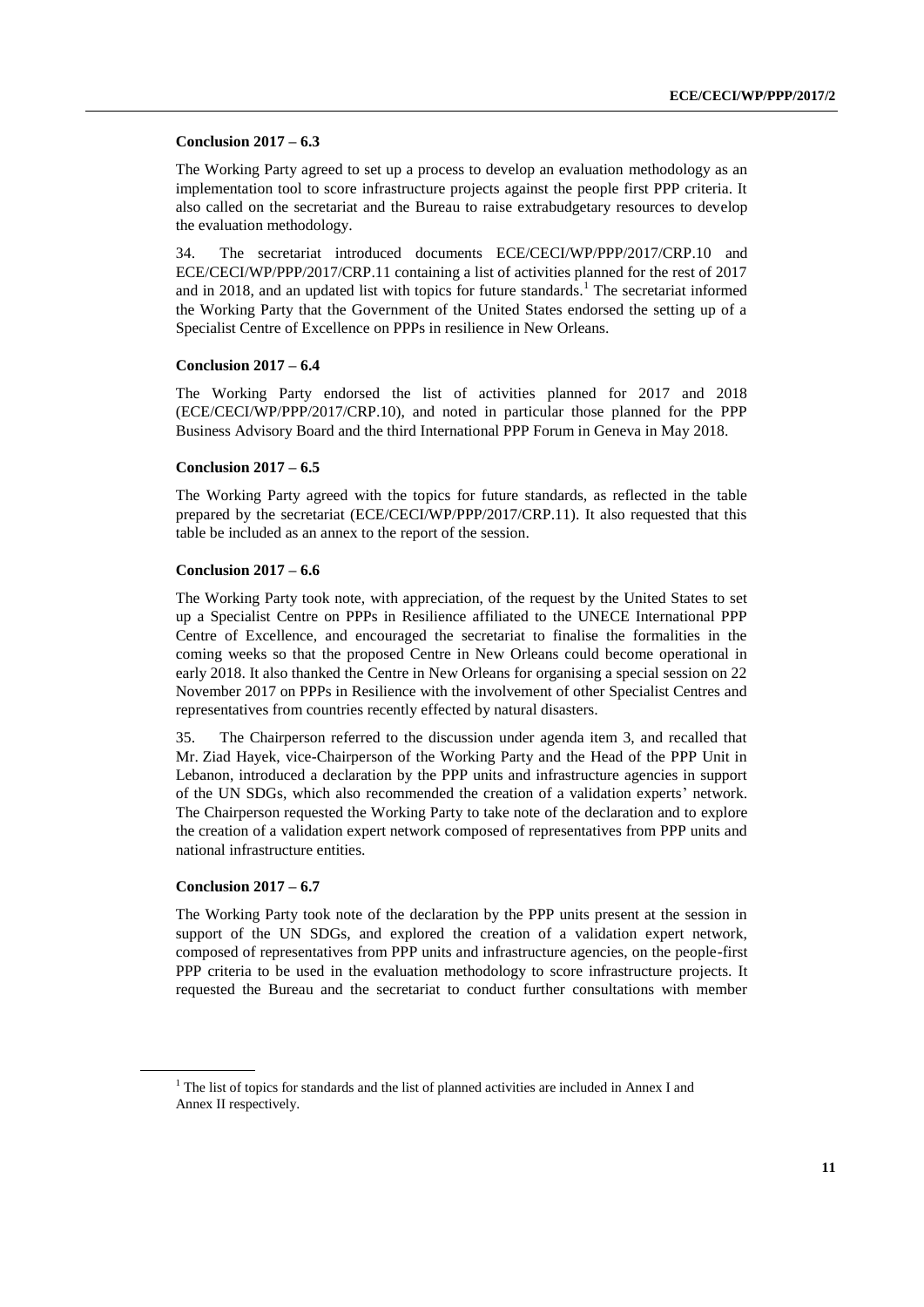**Conclusion 2017 – 6.3**

The Working Party agreed to set up a process to develop an evaluation methodology as an implementation tool to score infrastructure projects against the people first PPP criteria. It also called on the secretariat and the Bureau to raise extrabudgetary resources to develop the evaluation methodology.

34. The secretariat introduced documents ECE/CECI/WP/PPP/2017/CRP.10 and ECE/CECI/WP/PPP/2017/CRP.11 containing a list of activities planned for the rest of 2017 and in 2018, and an updated list with topics for future standards.[1] The secretariat informed the Working Party that the Government of the United States endorsed the setting up of a Specialist Centre of Excellence on PPPs in resilience in New Orleans.

**Conclusion 2017 – 6.4**

The Working Party endorsed the list of activities planned for 2017 and 2018 (ECE/CECI/WP/PPP/2017/CRP.10), and noted in particular those planned for the PPP Business Advisory Board and the third International PPP Forum in Geneva in May 2018.

**Conclusion 2017 – 6.5**

The Working Party agreed with the topics for future standards, as reflected in the table prepared by the secretariat (ECE/CECI/WP/PPP/2017/CRP.11). It also requested that this table be included as an annex to the report of the session.

**Conclusion 2017 – 6.6**

The Working Party took note, with appreciation, of the request by the United States to set up a Specialist Centre on PPPs in Resilience affiliated to the UNECE International PPP Centre of Excellence, and encouraged the secretariat to finalise the formalities in the coming weeks so that the proposed Centre in New Orleans could become operational in early 2018. It also thanked the Centre in New Orleans for organising a special session on 22 November 2017 on PPPs in Resilience with the involvement of other Specialist Centres and representatives from countries recently effected by natural disasters.

35. The Chairperson referred to the discussion under agenda item 3, and recalled that Mr. Ziad Hayek, vice-Chairperson of the Working Party and the Head of the PPP Unit in Lebanon, introduced a declaration by the PPP units and infrastructure agencies in support of the UN SDGs, which also recommended the creation of a validation experts' network. The Chairperson requested the Working Party to take note of the declaration and to explore the creation of a validation expert network composed of representatives from PPP units and national infrastructure entities.

**Conclusion 2017 – 6.7**

The Working Party took note of the declaration by the PPP units present at the session in support of the UN SDGs, and explored the creation of a validation expert network, composed of representatives from PPP units and infrastructure agencies, on the people-first PPP criteria to be used in the evaluation methodology to score infrastructure projects. It requested the Bureau and the secretariat to conduct further consultations with member

[1] The list of topics for standards and the list of planned activities are included in Annex I and Annex II respectively.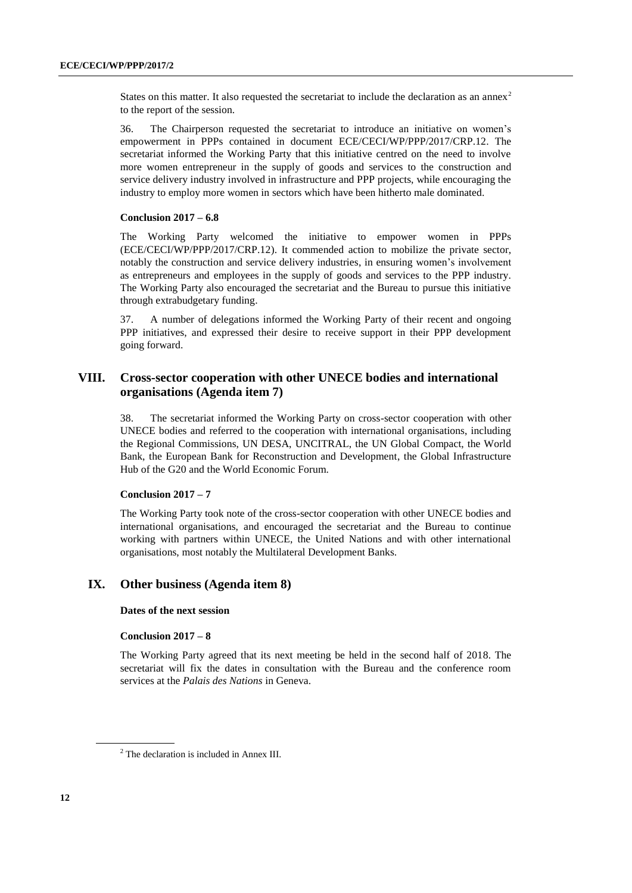States on this matter. It also requested the secretariat to include the declaration as an annex[2] to the report of the session.

36. The Chairperson requested the secretariat to introduce an initiative on women's empowerment in PPPs contained in document ECE/CECI/WP/PPP/2017/CRP.12. The secretariat informed the Working Party that this initiative centred on the need to involve more women entrepreneur in the supply of goods and services to the construction and service delivery industry involved in infrastructure and PPP projects, while encouraging the industry to employ more women in sectors which have been hitherto male dominated.

**Conclusion 2017 – 6.8**

The Working Party welcomed the initiative to empower women in PPPs (ECE/CECI/WP/PPP/2017/CRP.12). It commended action to mobilize the private sector, notably the construction and service delivery industries, in ensuring women's involvement as entrepreneurs and employees in the supply of goods and services to the PPP industry. The Working Party also encouraged the secretariat and the Bureau to pursue this initiative through extrabudgetary funding.

37. A number of delegations informed the Working Party of their recent and ongoing PPP initiatives, and expressed their desire to receive support in their PPP development going forward.

## VIII. Cross-sector cooperation with other UNECE bodies and international organisations (Agenda item 7)

38. The secretariat informed the Working Party on cross-sector cooperation with other UNECE bodies and referred to the cooperation with international organisations, including the Regional Commissions, UN DESA, UNCITRAL, the UN Global Compact, the World Bank, the European Bank for Reconstruction and Development, the Global Infrastructure Hub of the G20 and the World Economic Forum.

**Conclusion 2017 – 7**

The Working Party took note of the cross-sector cooperation with other UNECE bodies and international organisations, and encouraged the secretariat and the Bureau to continue working with partners within UNECE, the United Nations and with other international organisations, most notably the Multilateral Development Banks.

## IX. Other business (Agenda item 8)

**Dates of the next session**

**Conclusion 2017 – 8**

The Working Party agreed that its next meeting be held in the second half of 2018. The secretariat will fix the dates in consultation with the Bureau and the conference room services at the *Palais des Nations* in Geneva.

[2] The declaration is included in Annex III.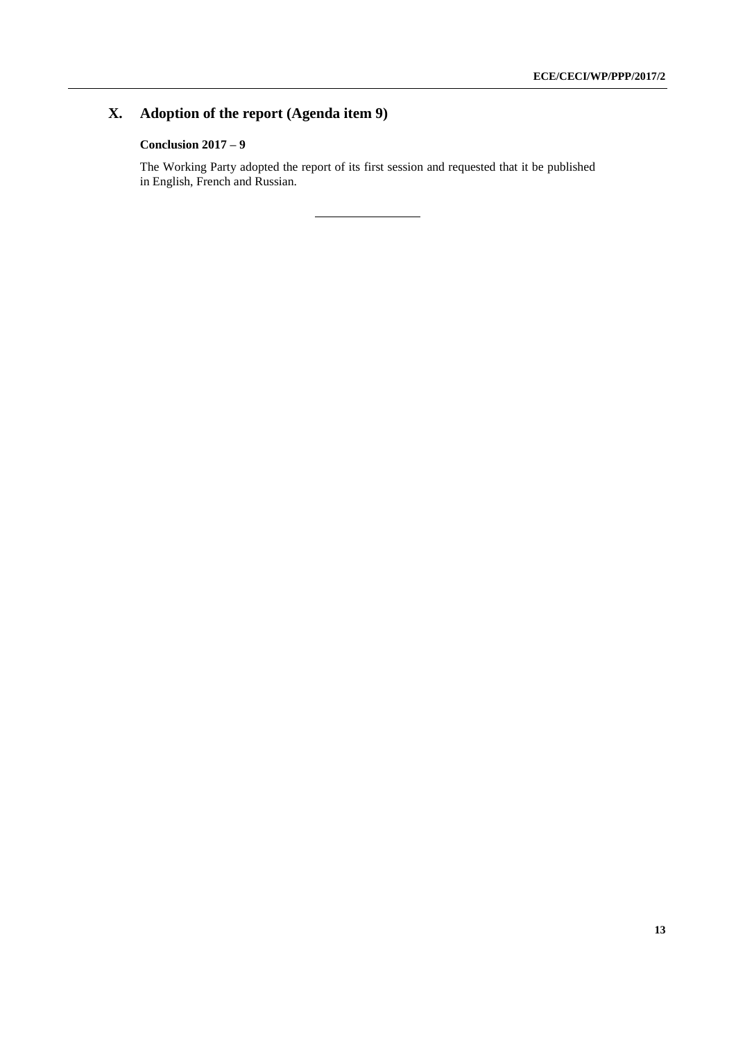## X. Adoption of the report (Agenda item 9)

### Conclusion 2017 – 9

The Working Party adopted the report of its first session and requested that it be published in English, French and Russian.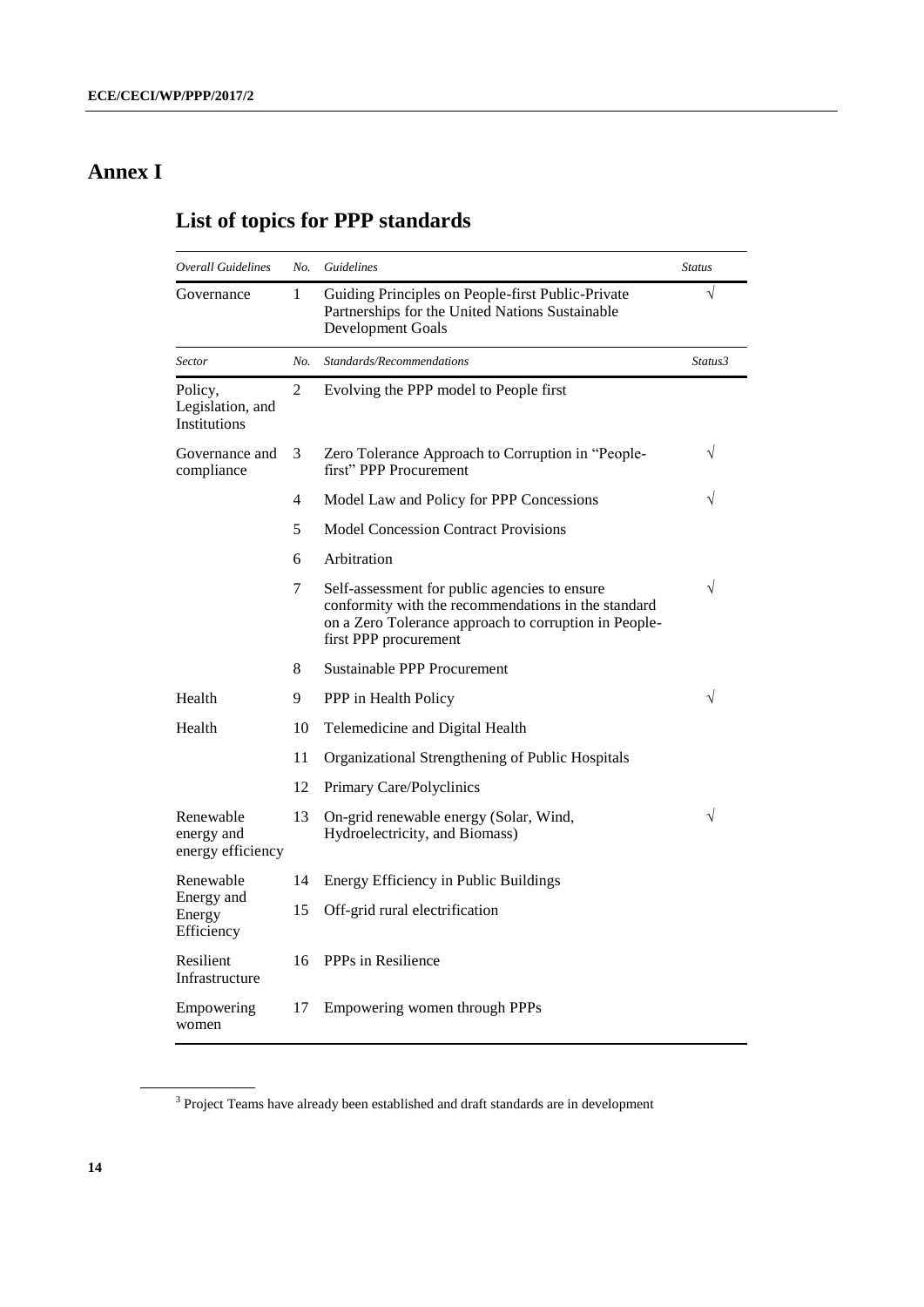# Annex I

## List of topics for PPP standards

| *Overall Guidelines* | *No.* | *Guidelines* | *Status* |
|---|---|---|---|
| Governance | 1 | Guiding Principles on People-first Public-Private Partnerships for the United Nations Sustainable Development Goals | √ |
| *Sector* | *No.* | *Standards/Recommendations* | *Status*[3] |
| Policy, Legislation, and Institutions | 2 | Evolving the PPP model to People first | |
| Governance and compliance | 3 | Zero Tolerance Approach to Corruption in "People-first" PPP Procurement | √ |
| | 4 | Model Law and Policy for PPP Concessions | √ |
| | 5 | Model Concession Contract Provisions | |
| | 6 | Arbitration | |
| | 7 | Self-assessment for public agencies to ensure conformity with the recommendations in the standard on a Zero Tolerance approach to corruption in People-first PPP procurement | √ |
| | 8 | Sustainable PPP Procurement | |
| Health | 9 | PPP in Health Policy | √ |
| Health | 10 | Telemedicine and Digital Health | |
| | 11 | Organizational Strengthening of Public Hospitals | |
| | 12 | Primary Care/Polyclinics | |
| Renewable energy and energy efficiency | 13 | On-grid renewable energy (Solar, Wind, Hydroelectricity, and Biomass) | √ |
| Renewable Energy and Energy Efficiency | 14 | Energy Efficiency in Public Buildings | |
| | 15 | Off-grid rural electrification | |
| Resilient Infrastructure | 16 | PPPs in Resilience | |
| Empowering women | 17 | Empowering women through PPPs | |

[3] Project Teams have already been established and draft standards are in development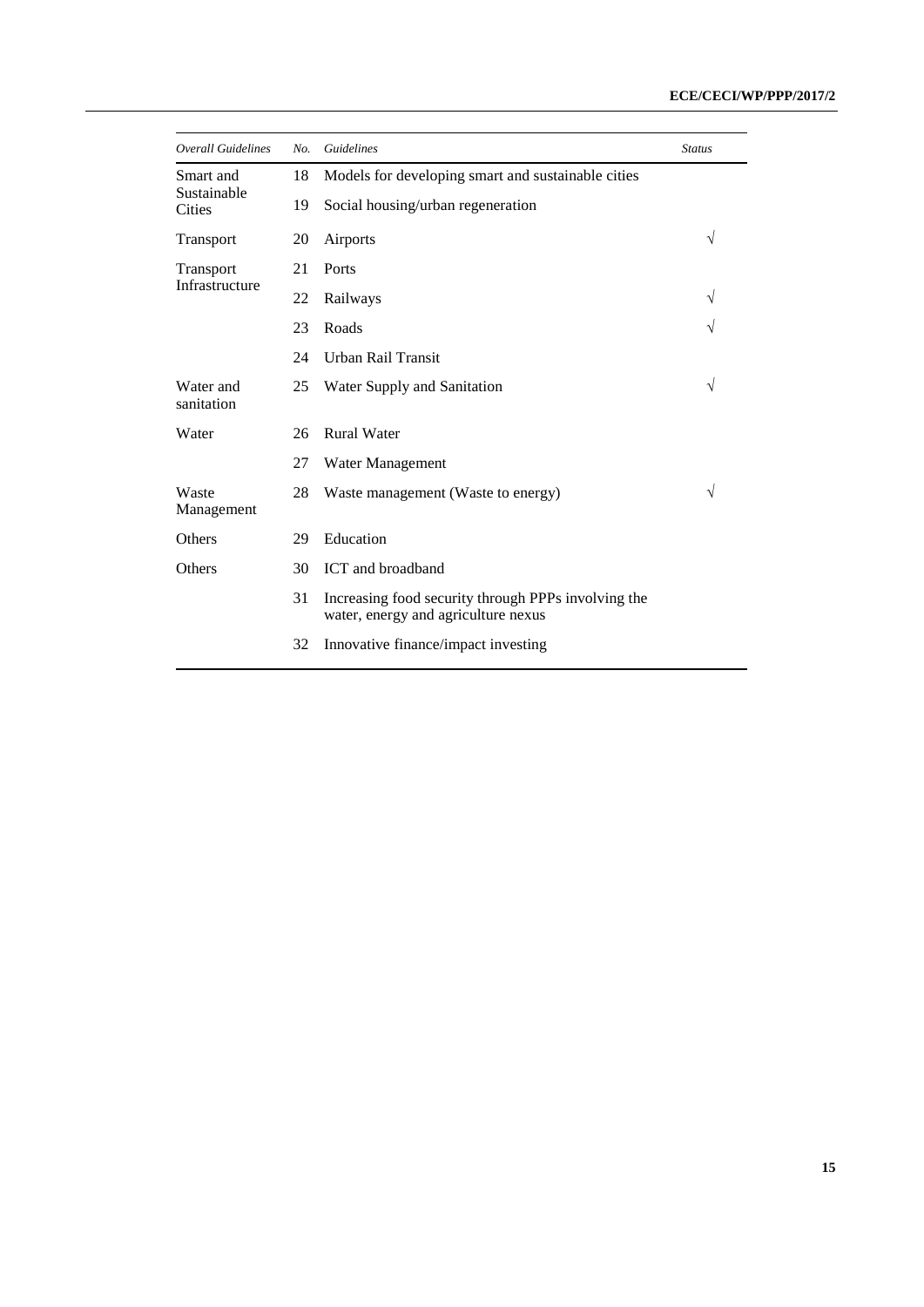| *Overall Guidelines* | *No.* | *Guidelines* | *Status* |
|---|---|---|---|
| Smart and Sustainable Cities | 18 | Models for developing smart and sustainable cities | |
| | 19 | Social housing/urban regeneration | |
| Transport | 20 | Airports | √ |
| Transport Infrastructure | 21 | Ports | |
| | 22 | Railways | √ |
| | 23 | Roads | √ |
| | 24 | Urban Rail Transit | |
| Water and sanitation | 25 | Water Supply and Sanitation | √ |
| Water | 26 | Rural Water | |
| | 27 | Water Management | |
| Waste Management | 28 | Waste management (Waste to energy) | √ |
| Others | 29 | Education | |
| Others | 30 | ICT and broadband | |
| | 31 | Increasing food security through PPPs involving the water, energy and agriculture nexus | |
| | 32 | Innovative finance/impact investing | |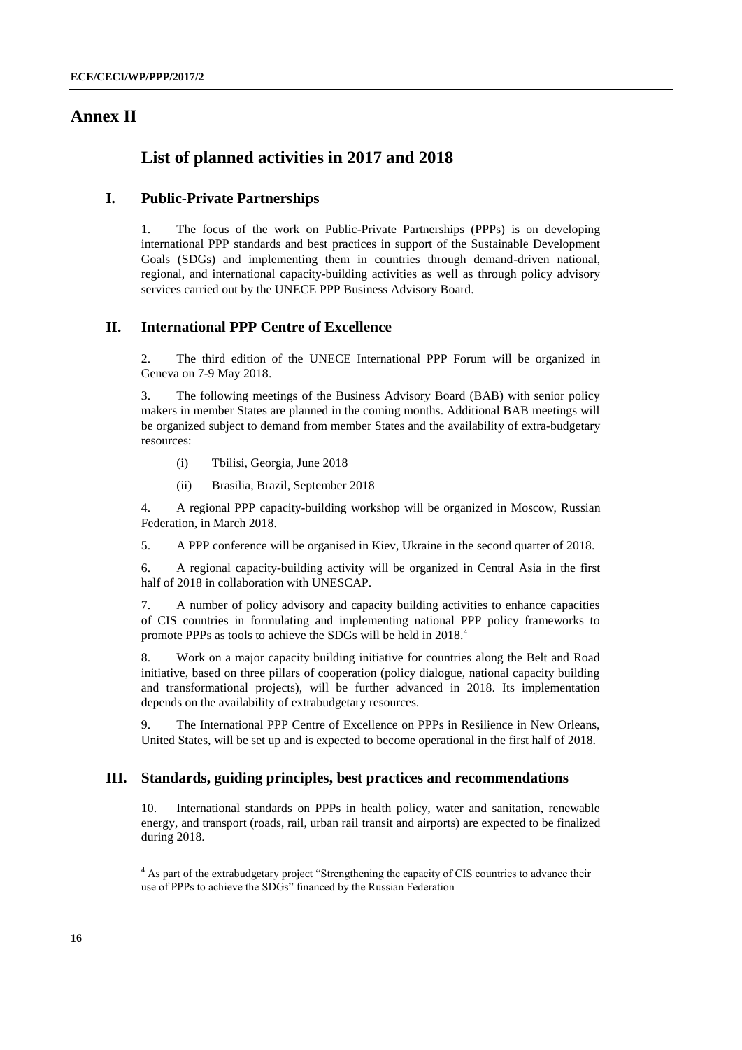# Annex II

## List of planned activities in 2017 and 2018

### I. Public-Private Partnerships

1. The focus of the work on Public-Private Partnerships (PPPs) is on developing international PPP standards and best practices in support of the Sustainable Development Goals (SDGs) and implementing them in countries through demand-driven national, regional, and international capacity-building activities as well as through policy advisory services carried out by the UNECE PPP Business Advisory Board.

### II. International PPP Centre of Excellence

2. The third edition of the UNECE International PPP Forum will be organized in Geneva on 7-9 May 2018.

3. The following meetings of the Business Advisory Board (BAB) with senior policy makers in member States are planned in the coming months. Additional BAB meetings will be organized subject to demand from member States and the availability of extra-budgetary resources:

   (i) Tbilisi, Georgia, June 2018

   (ii) Brasilia, Brazil, September 2018

4. A regional PPP capacity-building workshop will be organized in Moscow, Russian Federation, in March 2018.

5. A PPP conference will be organised in Kiev, Ukraine in the second quarter of 2018.

6. A regional capacity-building activity will be organized in Central Asia in the first half of 2018 in collaboration with UNESCAP.

7. A number of policy advisory and capacity building activities to enhance capacities of CIS countries in formulating and implementing national PPP policy frameworks to promote PPPs as tools to achieve the SDGs will be held in 2018.[4]

8. Work on a major capacity building initiative for countries along the Belt and Road initiative, based on three pillars of cooperation (policy dialogue, national capacity building and transformational projects), will be further advanced in 2018. Its implementation depends on the availability of extrabudgetary resources.

9. The International PPP Centre of Excellence on PPPs in Resilience in New Orleans, United States, will be set up and is expected to become operational in the first half of 2018.

### III. Standards, guiding principles, best practices and recommendations

10. International standards on PPPs in health policy, water and sanitation, renewable energy, and transport (roads, rail, urban rail transit and airports) are expected to be finalized during 2018.

---

[4] As part of the extrabudgetary project "Strengthening the capacity of CIS countries to advance their use of PPPs to achieve the SDGs" financed by the Russian Federation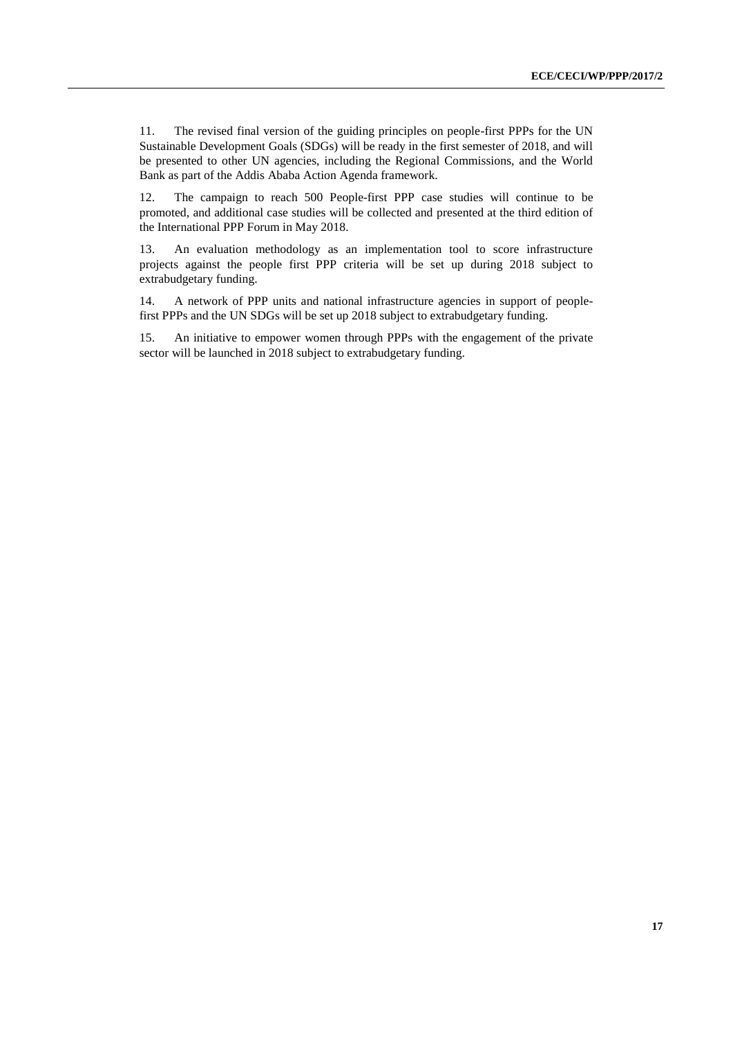11. The revised final version of the guiding principles on people-first PPPs for the UN Sustainable Development Goals (SDGs) will be ready in the first semester of 2018, and will be presented to other UN agencies, including the Regional Commissions, and the World Bank as part of the Addis Ababa Action Agenda framework.

12. The campaign to reach 500 People-first PPP case studies will continue to be promoted, and additional case studies will be collected and presented at the third edition of the International PPP Forum in May 2018.

13. An evaluation methodology as an implementation tool to score infrastructure projects against the people first PPP criteria will be set up during 2018 subject to extrabudgetary funding.

14. A network of PPP units and national infrastructure agencies in support of people-first PPPs and the UN SDGs will be set up 2018 subject to extrabudgetary funding.

15. An initiative to empower women through PPPs with the engagement of the private sector will be launched in 2018 subject to extrabudgetary funding.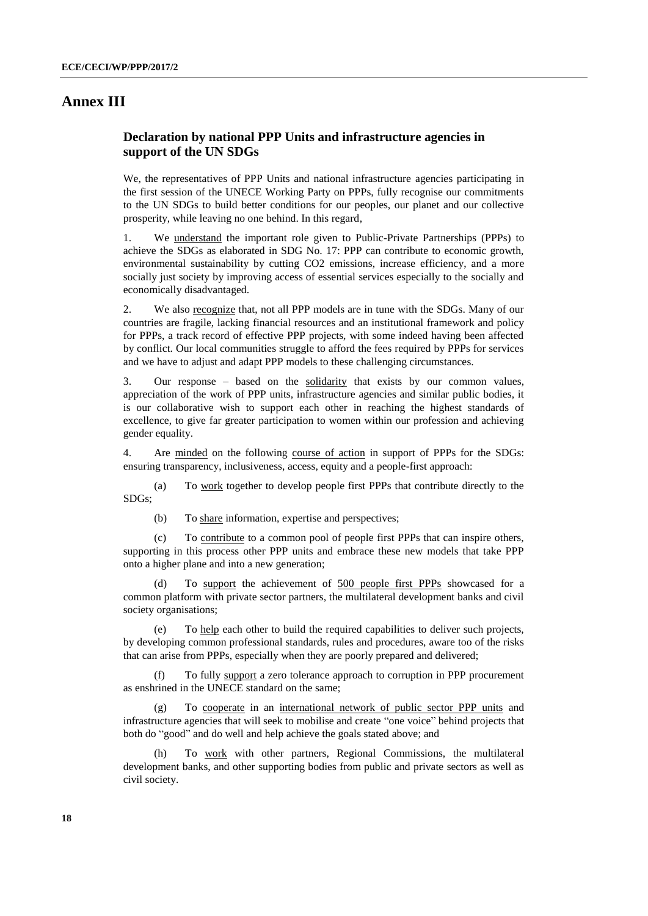# Annex III

## Declaration by national PPP Units and infrastructure agencies in support of the UN SDGs

We, the representatives of PPP Units and national infrastructure agencies participating in the first session of the UNECE Working Party on PPPs, fully recognise our commitments to the UN SDGs to build better conditions for our peoples, our planet and our collective prosperity, while leaving no one behind. In this regard,

1. We understand the important role given to Public-Private Partnerships (PPPs) to achieve the SDGs as elaborated in SDG No. 17: PPP can contribute to economic growth, environmental sustainability by cutting $CO_2$ emissions, increase efficiency, and a more socially just society by improving access of essential services especially to the socially and economically disadvantaged.

2. We also recognize that, not all PPP models are in tune with the SDGs. Many of our countries are fragile, lacking financial resources and an institutional framework and policy for PPPs, a track record of effective PPP projects, with some indeed having been affected by conflict. Our local communities struggle to afford the fees required by PPPs for services and we have to adjust and adapt PPP models to these challenging circumstances.

3. Our response – based on the solidarity that exists by our common values, appreciation of the work of PPP units, infrastructure agencies and similar public bodies, it is our collaborative wish to support each other in reaching the highest standards of excellence, to give far greater participation to women within our profession and achieving gender equality.

4. Are minded on the following course of action in support of PPPs for the SDGs: ensuring transparency, inclusiveness, access, equity and a people-first approach:

(a) To work together to develop people first PPPs that contribute directly to the SDGs;

(b) To share information, expertise and perspectives;

(c) To contribute to a common pool of people first PPPs that can inspire others, supporting in this process other PPP units and embrace these new models that take PPP onto a higher plane and into a new generation;

(d) To support the achievement of 500 people first PPPs showcased for a common platform with private sector partners, the multilateral development banks and civil society organisations;

(e) To help each other to build the required capabilities to deliver such projects, by developing common professional standards, rules and procedures, aware too of the risks that can arise from PPPs, especially when they are poorly prepared and delivered;

(f) To fully support a zero tolerance approach to corruption in PPP procurement as enshrined in the UNECE standard on the same;

(g) To cooperate in an international network of public sector PPP units and infrastructure agencies that will seek to mobilise and create "one voice" behind projects that both do "good" and do well and help achieve the goals stated above; and

(h) To work with other partners, Regional Commissions, the multilateral development banks, and other supporting bodies from public and private sectors as well as civil society.